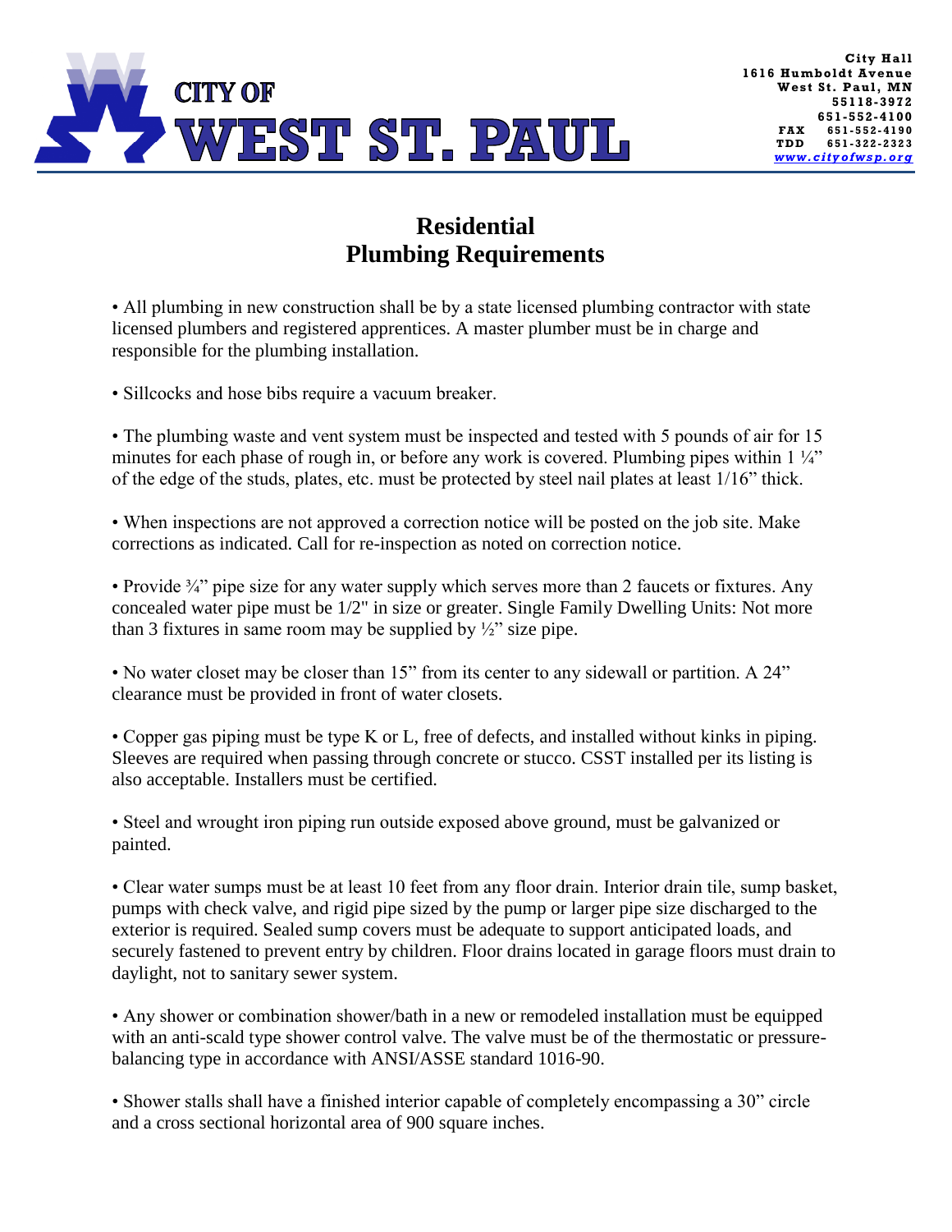CITY OF
WEST ST. PAUL

City Hall
1616 Humboldt Avenue
West St. Paul, MN
55118-3972
651-552-4100
FAX 651-552-4190
TDD 651-322-2323
www.cityofwsp.org

# Residential Plumbing Requirements

- All plumbing in new construction shall be by a state licensed plumbing contractor with state licensed plumbers and registered apprentices. A master plumber must be in charge and responsible for the plumbing installation.

- Sillcocks and hose bibs require a vacuum breaker.

- The plumbing waste and vent system must be inspected and tested with 5 pounds of air for 15 minutes for each phase of rough in, or before any work is covered. Plumbing pipes within 1 ¼" of the edge of the studs, plates, etc. must be protected by steel nail plates at least 1/16" thick.

- When inspections are not approved a correction notice will be posted on the job site. Make corrections as indicated. Call for re-inspection as noted on correction notice.

- Provide ¾" pipe size for any water supply which serves more than 2 faucets or fixtures. Any concealed water pipe must be 1/2" in size or greater. Single Family Dwelling Units: Not more than 3 fixtures in same room may be supplied by ½" size pipe.

- No water closet may be closer than 15" from its center to any sidewall or partition. A 24" clearance must be provided in front of water closets.

- Copper gas piping must be type K or L, free of defects, and installed without kinks in piping. Sleeves are required when passing through concrete or stucco. CSST installed per its listing is also acceptable. Installers must be certified.

- Steel and wrought iron piping run outside exposed above ground, must be galvanized or painted.

- Clear water sumps must be at least 10 feet from any floor drain. Interior drain tile, sump basket, pumps with check valve, and rigid pipe sized by the pump or larger pipe size discharged to the exterior is required. Sealed sump covers must be adequate to support anticipated loads, and securely fastened to prevent entry by children. Floor drains located in garage floors must drain to daylight, not to sanitary sewer system.

- Any shower or combination shower/bath in a new or remodeled installation must be equipped with an anti-scald type shower control valve. The valve must be of the thermostatic or pressure-balancing type in accordance with ANSI/ASSE standard 1016-90.

- Shower stalls shall have a finished interior capable of completely encompassing a 30" circle and a cross sectional horizontal area of 900 square inches.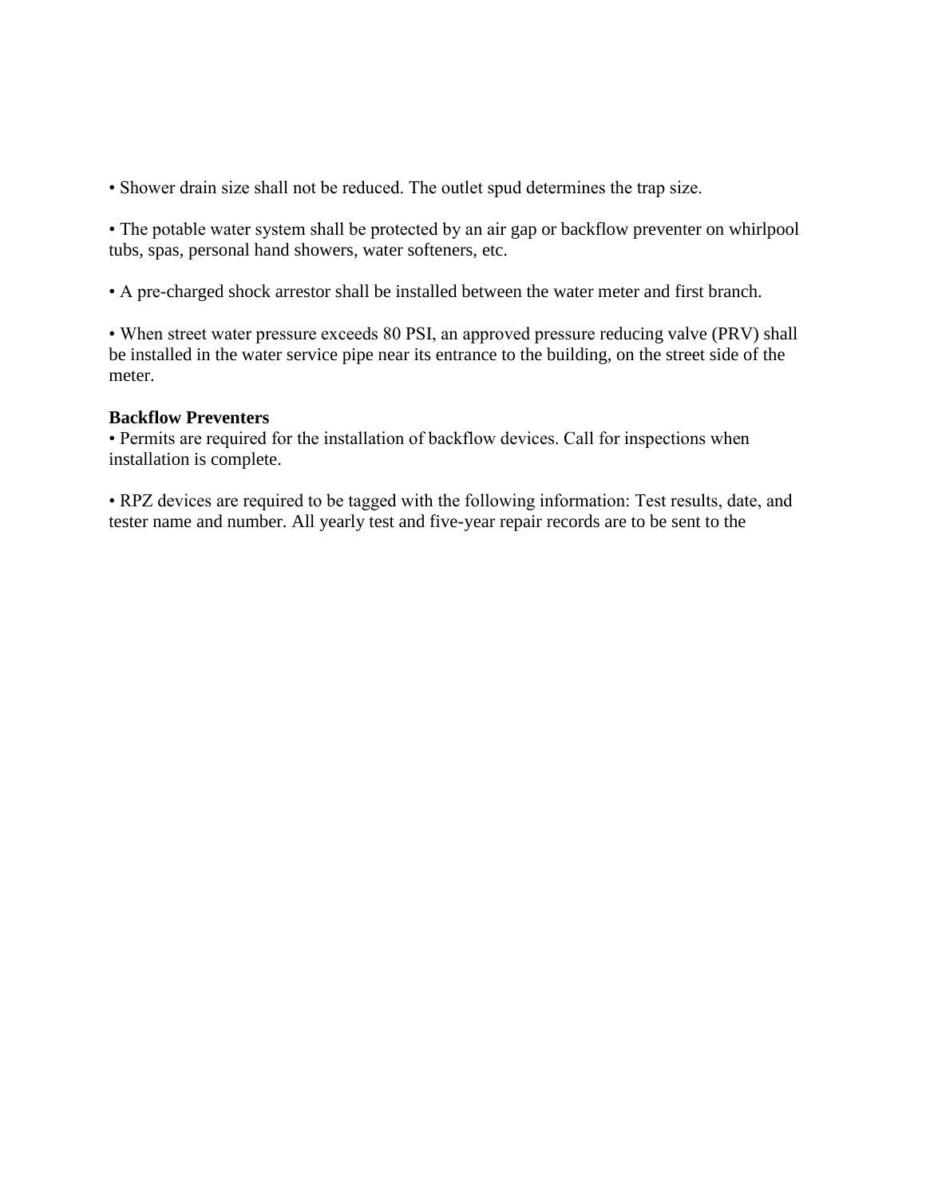• Shower drain size shall not be reduced. The outlet spud determines the trap size.

• The potable water system shall be protected by an air gap or backflow preventer on whirlpool tubs, spas, personal hand showers, water softeners, etc.

• A pre-charged shock arrestor shall be installed between the water meter and first branch.

• When street water pressure exceeds 80 PSI, an approved pressure reducing valve (PRV) shall be installed in the water service pipe near its entrance to the building, on the street side of the meter.

**Backflow Preventers**

• Permits are required for the installation of backflow devices. Call for inspections when installation is complete.

• RPZ devices are required to be tagged with the following information: Test results, date, and tester name and number. All yearly test and five-year repair records are to be sent to the